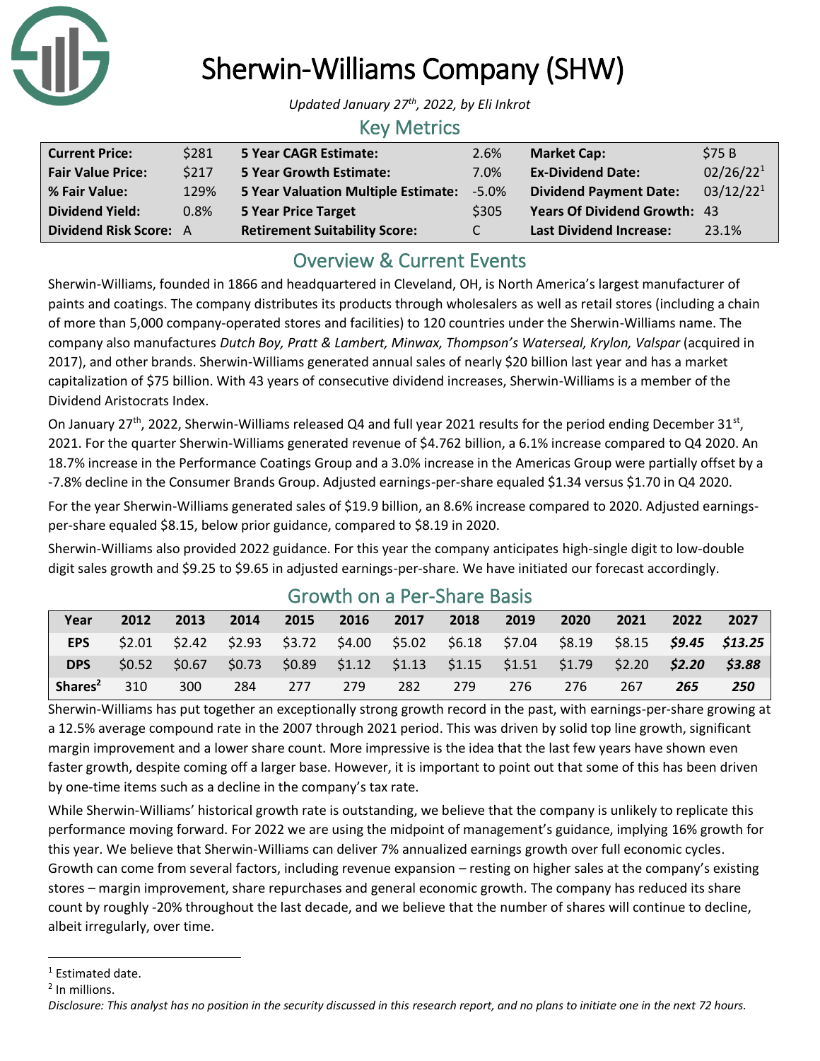# Sherwin-Williams Company (SHW)

*Updated January 27th, 2022, by Eli Inkrot*

## Key Metrics

| | | | | | |
|---|---|---|---|---|---|
| **Current Price:** | $281 | **5 Year CAGR Estimate:** | 2.6% | **Market Cap:** | $75 B |
| **Fair Value Price:** | $217 | **5 Year Growth Estimate:** | 7.0% | **Ex-Dividend Date:** | 02/26/22[1] |
| **% Fair Value:** | 129% | **5 Year Valuation Multiple Estimate:** | -5.0% | **Dividend Payment Date:** | 03/12/22[1] |
| **Dividend Yield:** | 0.8% | **5 Year Price Target** | $305 | **Years Of Dividend Growth:** | 43 |
| **Dividend Risk Score:** | A | **Retirement Suitability Score:** | C | **Last Dividend Increase:** | 23.1% |

## Overview & Current Events

Sherwin-Williams, founded in 1866 and headquartered in Cleveland, OH, is North America's largest manufacturer of paints and coatings. The company distributes its products through wholesalers as well as retail stores (including a chain of more than 5,000 company-operated stores and facilities) to 120 countries under the Sherwin-Williams name. The company also manufactures *Dutch Boy, Pratt & Lambert, Minwax, Thompson's Waterseal, Krylon, Valspar* (acquired in 2017), and other brands. Sherwin-Williams generated annual sales of nearly $20 billion last year and has a market capitalization of $75 billion. With 43 years of consecutive dividend increases, Sherwin-Williams is a member of the Dividend Aristocrats Index.

On January 27th, 2022, Sherwin-Williams released Q4 and full year 2021 results for the period ending December 31st, 2021. For the quarter Sherwin-Williams generated revenue of $4.762 billion, a 6.1% increase compared to Q4 2020. An 18.7% increase in the Performance Coatings Group and a 3.0% increase in the Americas Group were partially offset by a -7.8% decline in the Consumer Brands Group. Adjusted earnings-per-share equaled $1.34 versus $1.70 in Q4 2020.

For the year Sherwin-Williams generated sales of $19.9 billion, an 8.6% increase compared to 2020. Adjusted earnings-per-share equaled $8.15, below prior guidance, compared to $8.19 in 2020.

Sherwin-Williams also provided 2022 guidance. For this year the company anticipates high-single digit to low-double digit sales growth and $9.25 to $9.65 in adjusted earnings-per-share. We have initiated our forecast accordingly.

## Growth on a Per-Share Basis

| Year | 2012 | 2013 | 2014 | 2015 | 2016 | 2017 | 2018 | 2019 | 2020 | 2021 | 2022 | 2027 |
|---|---|---|---|---|---|---|---|---|---|---|---|---|
| **EPS** | $2.01 | $2.42 | $2.93 | $3.72 | $4.00 | $5.02 | $6.18 | $7.04 | $8.19 | $8.15 | ***$9.45*** | ***$13.25*** |
| **DPS** | $0.52 | $0.67 | $0.73 | $0.89 | $1.12 | $1.13 | $1.15 | $1.51 | $1.79 | $2.20 | ***$2.20*** | ***$3.88*** |
| **Shares[2]** | 310 | 300 | 284 | 277 | 279 | 282 | 279 | 276 | 276 | 267 | ***265*** | ***250*** |

Sherwin-Williams has put together an exceptionally strong growth record in the past, with earnings-per-share growing at a 12.5% average compound rate in the 2007 through 2021 period. This was driven by solid top line growth, significant margin improvement and a lower share count. More impressive is the idea that the last few years have shown even faster growth, despite coming off a larger base. However, it is important to point out that some of this has been driven by one-time items such as a decline in the company's tax rate.

While Sherwin-Williams' historical growth rate is outstanding, we believe that the company is unlikely to replicate this performance moving forward. For 2022 we are using the midpoint of management's guidance, implying 16% growth for this year. We believe that Sherwin-Williams can deliver 7% annualized earnings growth over full economic cycles. Growth can come from several factors, including revenue expansion – resting on higher sales at the company's existing stores – margin improvement, share repurchases and general economic growth. The company has reduced its share count by roughly -20% throughout the last decade, and we believe that the number of shares will continue to decline, albeit irregularly, over time.

[1] Estimated date.
[2] In millions.

*Disclosure: This analyst has no position in the security discussed in this research report, and no plans to initiate one in the next 72 hours.*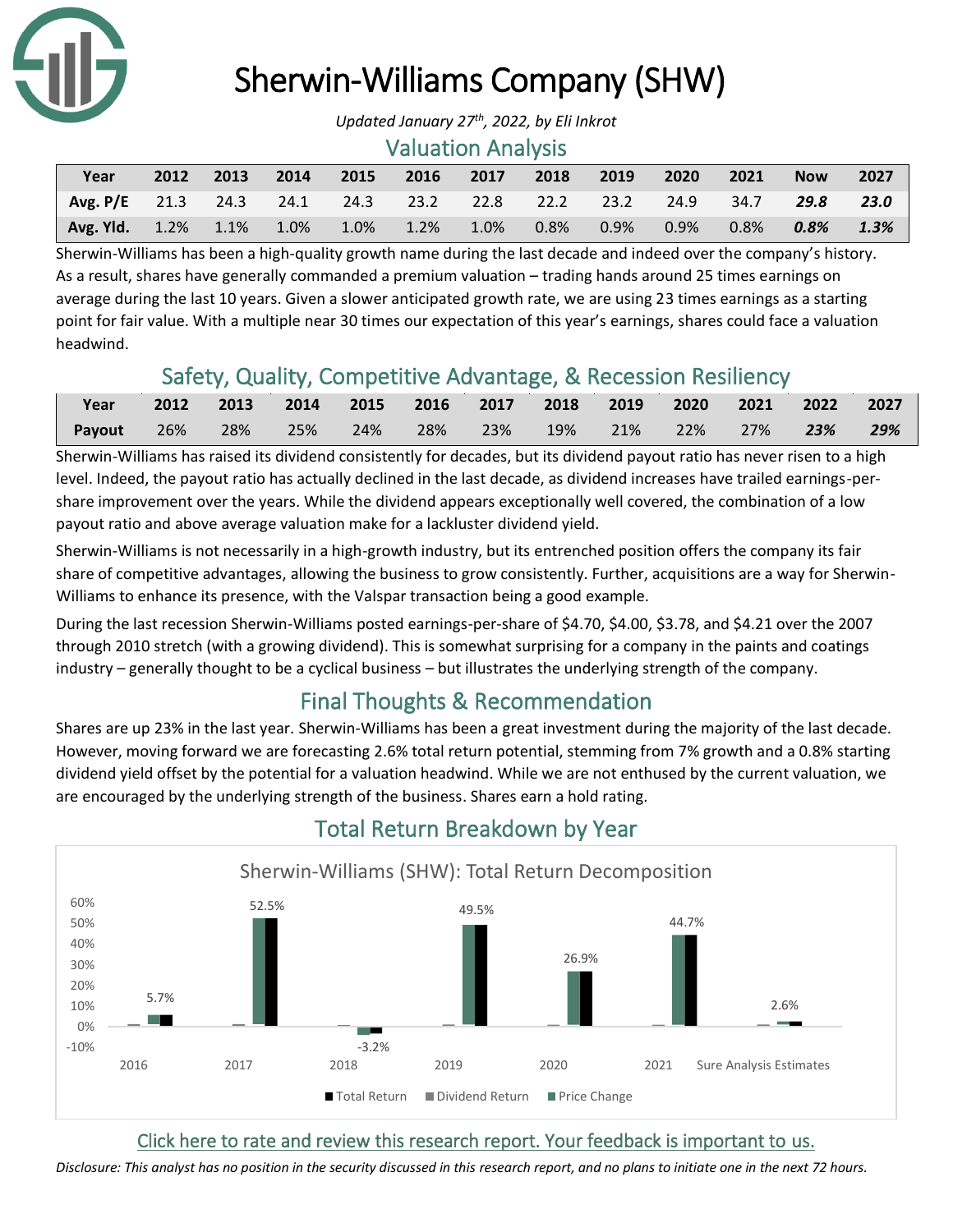# Sherwin-Williams Company (SHW)

*Updated January 27th, 2022, by Eli Inkrot*

## Valuation Analysis

| Year | 2012 | 2013 | 2014 | 2015 | 2016 | 2017 | 2018 | 2019 | 2020 | 2021 | Now | 2027 |
|---|---|---|---|---|---|---|---|---|---|---|---|---|
| **Avg. P/E** | 21.3 | 24.3 | 24.1 | 24.3 | 23.2 | 22.8 | 22.2 | 23.2 | 24.9 | 34.7 | ***29.8*** | ***23.0*** |
| **Avg. Yld.** | 1.2% | 1.1% | 1.0% | 1.0% | 1.2% | 1.0% | 0.8% | 0.9% | 0.9% | 0.8% | ***0.8%*** | ***1.3%*** |

Sherwin-Williams has been a high-quality growth name during the last decade and indeed over the company's history. As a result, shares have generally commanded a premium valuation – trading hands around 25 times earnings on average during the last 10 years. Given a slower anticipated growth rate, we are using 23 times earnings as a starting point for fair value. With a multiple near 30 times our expectation of this year's earnings, shares could face a valuation headwind.

## Safety, Quality, Competitive Advantage, & Recession Resiliency

| Year | 2012 | 2013 | 2014 | 2015 | 2016 | 2017 | 2018 | 2019 | 2020 | 2021 | 2022 | 2027 |
|---|---|---|---|---|---|---|---|---|---|---|---|---|
| **Payout** | 26% | 28% | 25% | 24% | 28% | 23% | 19% | 21% | 22% | 27% | ***23%*** | ***29%*** |

Sherwin-Williams has raised its dividend consistently for decades, but its dividend payout ratio has never risen to a high level. Indeed, the payout ratio has actually declined in the last decade, as dividend increases have trailed earnings-per-share improvement over the years. While the dividend appears exceptionally well covered, the combination of a low payout ratio and above average valuation make for a lackluster dividend yield.

Sherwin-Williams is not necessarily in a high-growth industry, but its entrenched position offers the company its fair share of competitive advantages, allowing the business to grow consistently. Further, acquisitions are a way for Sherwin-Williams to enhance its presence, with the Valspar transaction being a good example.

During the last recession Sherwin-Williams posted earnings-per-share of $4.70, $4.00, $3.78, and $4.21 over the 2007 through 2010 stretch (with a growing dividend). This is somewhat surprising for a company in the paints and coatings industry – generally thought to be a cyclical business – but illustrates the underlying strength of the company.

## Final Thoughts & Recommendation

Shares are up 23% in the last year. Sherwin-Williams has been a great investment during the majority of the last decade. However, moving forward we are forecasting 2.6% total return potential, stemming from 7% growth and a 0.8% starting dividend yield offset by the potential for a valuation headwind. While we are not enthused by the current valuation, we are encouraged by the underlying strength of the business. Shares earn a hold rating.

## Total Return Breakdown by Year

Sherwin-Williams (SHW): Total Return Decomposition

| | 2016 | 2017 | 2018 | 2019 | 2020 | 2021 | Sure Analysis Estimates |
|---|---|---|---|---|---|---|---|
| Total Return | 5.7% | 52.5% | -3.2% | 49.5% | 26.9% | 44.7% | 2.6% |

Click here to rate and review this research report. Your feedback is important to us.

*Disclosure: This analyst has no position in the security discussed in this research report, and no plans to initiate one in the next 72 hours.*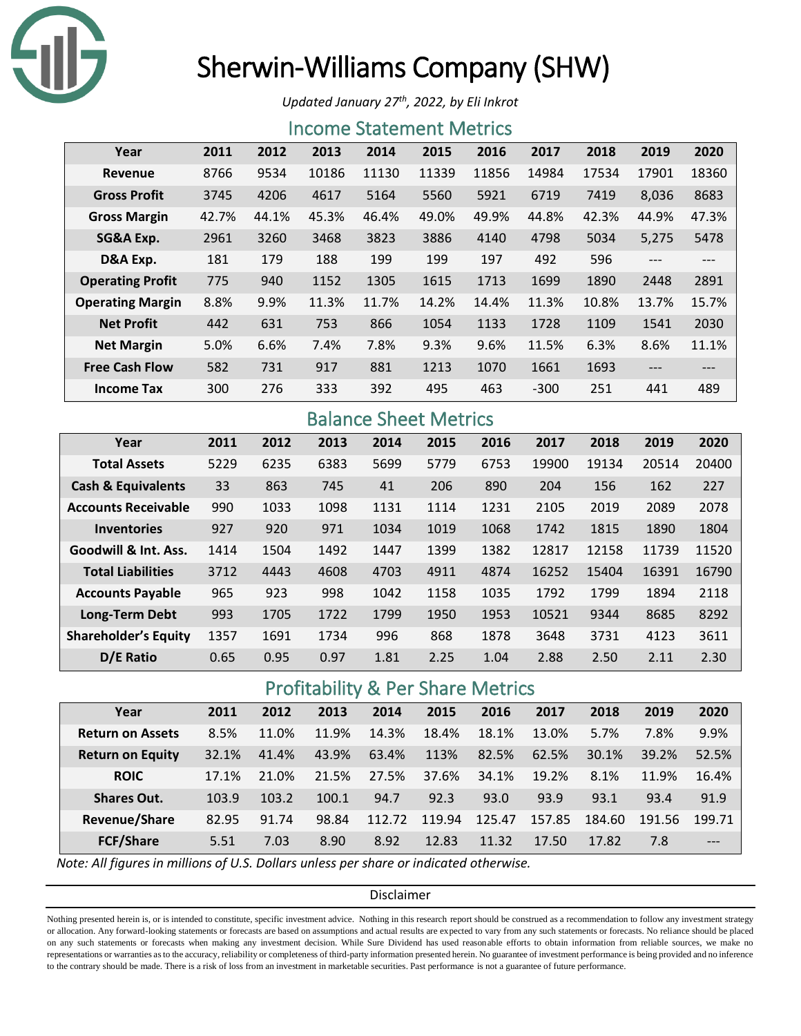# Sherwin-Williams Company (SHW)

*Updated January 27th, 2022, by Eli Inkrot*

## Income Statement Metrics

| Year | 2011 | 2012 | 2013 | 2014 | 2015 | 2016 | 2017 | 2018 | 2019 | 2020 |
|---|---|---|---|---|---|---|---|---|---|---|
| **Revenue** | 8766 | 9534 | 10186 | 11130 | 11339 | 11856 | 14984 | 17534 | 17901 | 18360 |
| **Gross Profit** | 3745 | 4206 | 4617 | 5164 | 5560 | 5921 | 6719 | 7419 | 8,036 | 8683 |
| **Gross Margin** | 42.7% | 44.1% | 45.3% | 46.4% | 49.0% | 49.9% | 44.8% | 42.3% | 44.9% | 47.3% |
| **SG&A Exp.** | 2961 | 3260 | 3468 | 3823 | 3886 | 4140 | 4798 | 5034 | 5,275 | 5478 |
| **D&A Exp.** | 181 | 179 | 188 | 199 | 199 | 197 | 492 | 596 | --- | --- |
| **Operating Profit** | 775 | 940 | 1152 | 1305 | 1615 | 1713 | 1699 | 1890 | 2448 | 2891 |
| **Operating Margin** | 8.8% | 9.9% | 11.3% | 11.7% | 14.2% | 14.4% | 11.3% | 10.8% | 13.7% | 15.7% |
| **Net Profit** | 442 | 631 | 753 | 866 | 1054 | 1133 | 1728 | 1109 | 1541 | 2030 |
| **Net Margin** | 5.0% | 6.6% | 7.4% | 7.8% | 9.3% | 9.6% | 11.5% | 6.3% | 8.6% | 11.1% |
| **Free Cash Flow** | 582 | 731 | 917 | 881 | 1213 | 1070 | 1661 | 1693 | --- | --- |
| **Income Tax** | 300 | 276 | 333 | 392 | 495 | 463 | -300 | 251 | 441 | 489 |

## Balance Sheet Metrics

| Year | 2011 | 2012 | 2013 | 2014 | 2015 | 2016 | 2017 | 2018 | 2019 | 2020 |
|---|---|---|---|---|---|---|---|---|---|---|
| **Total Assets** | 5229 | 6235 | 6383 | 5699 | 5779 | 6753 | 19900 | 19134 | 20514 | 20400 |
| **Cash & Equivalents** | 33 | 863 | 745 | 41 | 206 | 890 | 204 | 156 | 162 | 227 |
| **Accounts Receivable** | 990 | 1033 | 1098 | 1131 | 1114 | 1231 | 2105 | 2019 | 2089 | 2078 |
| **Inventories** | 927 | 920 | 971 | 1034 | 1019 | 1068 | 1742 | 1815 | 1890 | 1804 |
| **Goodwill & Int. Ass.** | 1414 | 1504 | 1492 | 1447 | 1399 | 1382 | 12817 | 12158 | 11739 | 11520 |
| **Total Liabilities** | 3712 | 4443 | 4608 | 4703 | 4911 | 4874 | 16252 | 15404 | 16391 | 16790 |
| **Accounts Payable** | 965 | 923 | 998 | 1042 | 1158 | 1035 | 1792 | 1799 | 1894 | 2118 |
| **Long-Term Debt** | 993 | 1705 | 1722 | 1799 | 1950 | 1953 | 10521 | 9344 | 8685 | 8292 |
| **Shareholder's Equity** | 1357 | 1691 | 1734 | 996 | 868 | 1878 | 3648 | 3731 | 4123 | 3611 |
| **D/E Ratio** | 0.65 | 0.95 | 0.97 | 1.81 | 2.25 | 1.04 | 2.88 | 2.50 | 2.11 | 2.30 |

## Profitability & Per Share Metrics

| Year | 2011 | 2012 | 2013 | 2014 | 2015 | 2016 | 2017 | 2018 | 2019 | 2020 |
|---|---|---|---|---|---|---|---|---|---|---|
| **Return on Assets** | 8.5% | 11.0% | 11.9% | 14.3% | 18.4% | 18.1% | 13.0% | 5.7% | 7.8% | 9.9% |
| **Return on Equity** | 32.1% | 41.4% | 43.9% | 63.4% | 113% | 82.5% | 62.5% | 30.1% | 39.2% | 52.5% |
| **ROIC** | 17.1% | 21.0% | 21.5% | 27.5% | 37.6% | 34.1% | 19.2% | 8.1% | 11.9% | 16.4% |
| **Shares Out.** | 103.9 | 103.2 | 100.1 | 94.7 | 92.3 | 93.0 | 93.9 | 93.1 | 93.4 | 91.9 |
| **Revenue/Share** | 82.95 | 91.74 | 98.84 | 112.72 | 119.94 | 125.47 | 157.85 | 184.60 | 191.56 | 199.71 |
| **FCF/Share** | 5.51 | 7.03 | 8.90 | 8.92 | 12.83 | 11.32 | 17.50 | 17.82 | 7.8 | --- |

*Note: All figures in millions of U.S. Dollars unless per share or indicated otherwise.*

Disclaimer

Nothing presented herein is, or is intended to constitute, specific investment advice. Nothing in this research report should be construed as a recommendation to follow any investment strategy or allocation. Any forward-looking statements or forecasts are based on assumptions and actual results are expected to vary from any such statements or forecasts. No reliance should be placed on any such statements or forecasts when making any investment decision. While Sure Dividend has used reasonable efforts to obtain information from reliable sources, we make no representations or warranties as to the accuracy, reliability or completeness of third-party information presented herein. No guarantee of investment performance is being provided and no inference to the contrary should be made. There is a risk of loss from an investment in marketable securities. Past performance is not a guarantee of future performance.